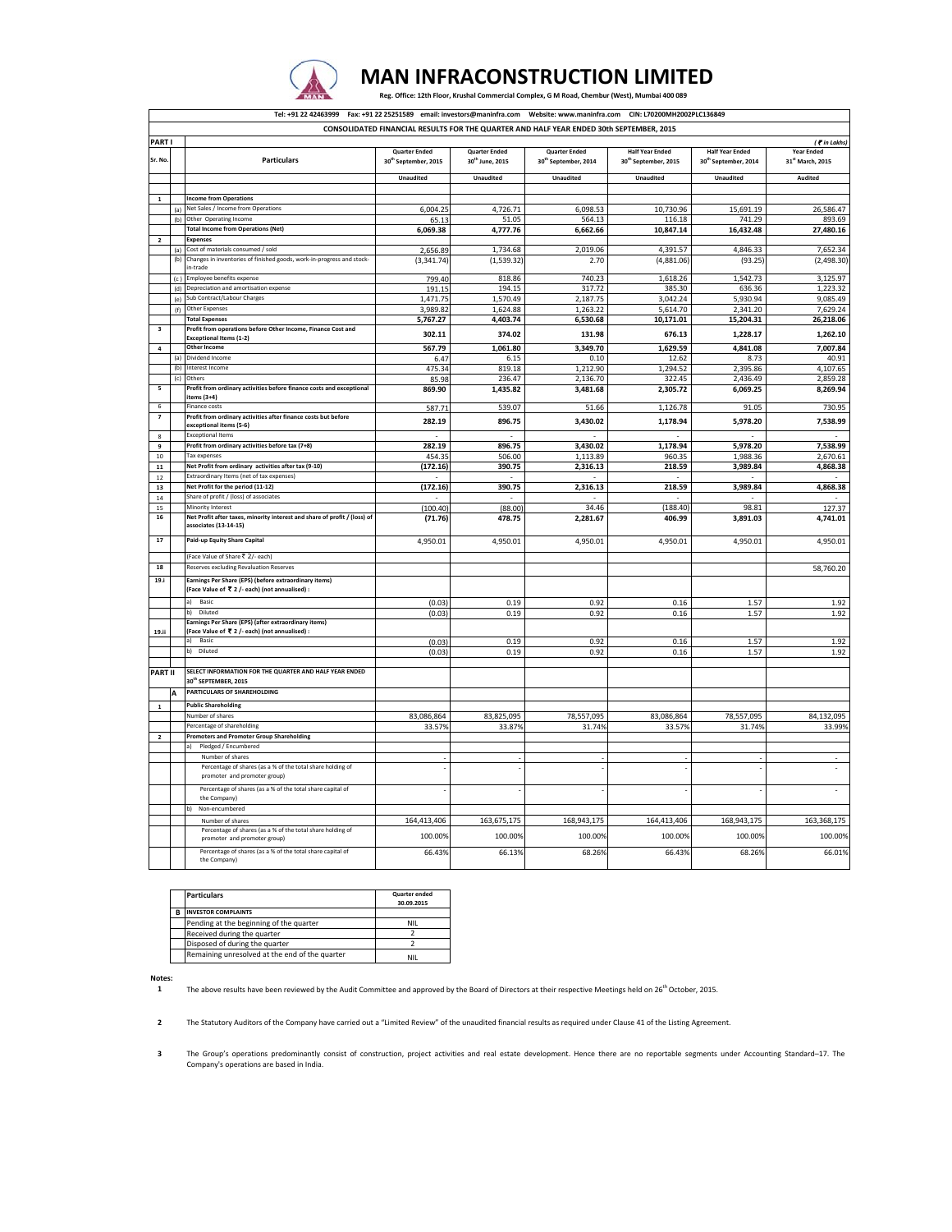# MAN INFRACONSTRUCTION LIMITED

**Reg. Office: 12th Floor, Krushal Commercial Complex, G M Road, Chembur (West), Mumbai 400 089**

Tel: +91 22 42463999 Fax: +91 22 25251589 email: investors@maninfra.com Website: www.maninfra.com CIN: L70200MH2002PLC136849

**CONSOLIDATED FINANCIAL RESULTS FOR THE QUARTER AND HALF YEAR ENDED 30th SEPTEMBER, 2015**

*(₹ in Lakhs)*

| Sr. No. | | Particulars | Quarter Ended 30th September, 2015 | Quarter Ended 30th June, 2015 | Quarter Ended 30th September, 2014 | Half Year Ended 30th September, 2015 | Half Year Ended 30th September, 2014 | Year Ended 31st March, 2015 |
|---|---|---|---|---|---|---|---|---|
| **PART I** | | | Unaudited | Unaudited | Unaudited | Unaudited | Unaudited | Audited |
| 1 | | **Income from Operations** | | | | | | |
| | (a) | Net Sales / Income from Operations | 6,004.25 | 4,726.71 | 6,098.53 | 10,730.96 | 15,691.19 | 26,586.47 |
| | (b) | Other Operating Income | 65.13 | 51.05 | 564.13 | 116.18 | 741.29 | 893.69 |
| | | **Total Income from Operations (Net)** | **6,069.38** | **4,777.76** | **6,662.66** | **10,847.14** | **16,432.48** | **27,480.16** |
| 2 | | **Expenses** | | | | | | |
| | (a) | Cost of materials consumed / sold | 2,656.89 | 1,734.68 | 2,019.06 | 4,391.57 | 4,846.33 | 7,652.34 |
| | (b) | Changes in inventories of finished goods, work-in-progress and stock-in-trade | (3,341.74) | (1,539.32) | 2.70 | (4,881.06) | (93.25) | (2,498.30) |
| | (c) | Employee benefits expense | 799.40 | 818.86 | 740.23 | 1,618.26 | 1,542.73 | 3,125.97 |
| | (d) | Depreciation and amortisation expense | 191.15 | 194.15 | 317.72 | 385.30 | 636.36 | 1,223.32 |
| | (e) | Sub Contract/Labour Charges | 1,471.75 | 1,570.49 | 2,187.75 | 3,042.24 | 5,930.94 | 9,085.49 |
| | (f) | Other Expenses | 3,989.82 | 1,624.88 | 1,263.22 | 5,614.70 | 2,341.20 | 7,629.24 |
| | | **Total Expenses** | **5,767.27** | **4,403.74** | **6,530.68** | **10,171.01** | **15,204.31** | **26,218.06** |
| 3 | | **Profit from operations before Other Income, Finance Cost and Exceptional Items (1-2)** | **302.11** | **374.02** | **131.98** | **676.13** | **1,228.17** | **1,262.10** |
| 4 | | **Other Income** | **567.79** | **1,061.80** | **3,349.70** | **1,629.59** | **4,841.08** | **7,007.84** |
| | (a) | Dividend Income | 6.47 | 6.15 | 0.10 | 12.62 | 8.73 | 40.91 |
| | (b) | Interest Income | 475.34 | 819.18 | 1,212.90 | 1,294.52 | 2,395.86 | 4,107.65 |
| | (c) | Others | 85.98 | 236.47 | 2,136.70 | 322.45 | 2,436.49 | 2,859.28 |
| 5 | | **Profit from ordinary activities before finance costs and exceptional items (3+4)** | **869.90** | **1,435.82** | **3,481.68** | **2,305.72** | **6,069.25** | **8,269.94** |
| 6 | | Finance costs | 587.71 | 539.07 | 51.66 | 1,126.78 | 91.05 | 730.95 |
| 7 | | **Profit from ordinary activities after finance costs but before exceptional items (5-6)** | **282.19** | **896.75** | **3,430.02** | **1,178.94** | **5,978.20** | **7,538.99** |
| 8 | | Exceptional Items | - | - | - | - | - | - |
| 9 | | **Profit from ordinary activities before tax (7+8)** | **282.19** | **896.75** | **3,430.02** | **1,178.94** | **5,978.20** | **7,538.99** |
| 10 | | Tax expenses | 454.35 | 506.00 | 1,113.89 | 960.35 | 1,988.36 | 2,670.61 |
| 11 | | **Net Profit from ordinary activities after tax (9-10)** | **(172.16)** | **390.75** | **2,316.13** | **218.59** | **3,989.84** | **4,868.38** |
| 12 | | Extraordinary Items (net of tax expenses) | - | - | - | - | - | - |
| 13 | | **Net Profit for the period (11-12)** | **(172.16)** | **390.75** | **2,316.13** | **218.59** | **3,989.84** | **4,868.38** |
| 14 | | Share of profit / (loss) of associates | - | - | - | - | - | - |
| 15 | | Minority Interest | (100.40) | (88.00) | 34.46 | (188.40) | 98.81 | 127.37 |
| 16 | | **Net Profit after taxes, minority interest and share of profit / (loss) of associates (13-14-15)** | **(71.76)** | **478.75** | **2,281.67** | **406.99** | **3,891.03** | **4,741.01** |
| 17 | | **Paid-up Equity Share Capital** | 4,950.01 | 4,950.01 | 4,950.01 | 4,950.01 | 4,950.01 | 4,950.01 |
| | | (Face Value of Share ₹ 2/- each) | | | | | | |
| 18 | | Reserves excluding Revaluation Reserves | | | | | | 58,760.20 |
| 19.i | | **Earnings Per Share (EPS) (before extraordinary items) (Face Value of ₹ 2 /- each) (not annualised) :** | | | | | | |
| | | a) Basic | (0.03) | 0.19 | 0.92 | 0.16 | 1.57 | 1.92 |
| | | b) Diluted | (0.03) | 0.19 | 0.92 | 0.16 | 1.57 | 1.92 |
| 19.ii | | **Earnings Per Share (EPS) (after extraordinary items) (Face Value of ₹ 2 /- each) (not annualised) :** | | | | | | |
| | | a) Basic | (0.03) | 0.19 | 0.92 | 0.16 | 1.57 | 1.92 |
| | | b) Diluted | (0.03) | 0.19 | 0.92 | 0.16 | 1.57 | 1.92 |
| **PART II** | | **SELECT INFORMATION FOR THE QUARTER AND HALF YEAR ENDED 30th SEPTEMBER, 2015** | | | | | | |
| | A | **PARTICULARS OF SHAREHOLDING** | | | | | | |
| 1 | | **Public Shareholding** | | | | | | |
| | | Number of shares | 83,086,864 | 83,825,095 | 78,557,095 | 83,086,864 | 78,557,095 | 84,132,095 |
| | | Percentage of shareholding | 33.57% | 33.87% | 31.74% | 33.57% | 31.74% | 33.99% |
| 2 | | **Promoters and Promoter Group Shareholding** | | | | | | |
| | | a) Pledged / Encumbered | | | | | | |
| | | Number of shares | - | - | - | - | - | - |
| | | Percentage of shares (as a % of the total share holding of promoter and promoter group) | - | - | - | - | - | - |
| | | Percentage of shares (as a % of the total share capital of the Company) | - | - | - | - | - | - |
| | | b) Non-encumbered | | | | | | |
| | | Number of shares | 164,413,406 | 163,675,175 | 168,943,175 | 164,413,406 | 168,943,175 | 163,368,175 |
| | | Percentage of shares (as a % of the total share holding of promoter and promoter group) | 100.00% | 100.00% | 100.00% | 100.00% | 100.00% | 100.00% |
| | | Percentage of shares (as a % of the total share capital of the Company) | 66.43% | 66.13% | 68.26% | 66.43% | 68.26% | 66.01% |

| | Particulars | Quarter ended 30.09.2015 |
|---|---|---|
| **B** | **INVESTOR COMPLAINTS** | |
| | Pending at the beginning of the quarter | NIL |
| | Received during the quarter | 2 |
| | Disposed of during the quarter | 2 |
| | Remaining unresolved at the end of the quarter | NIL |

**Notes:**

1. The above results have been reviewed by the Audit Committee and approved by the Board of Directors at their respective Meetings held on 26th October, 2015.

2. The Statutory Auditors of the Company have carried out a "Limited Review" of the unaudited financial results as required under Clause 41 of the Listing Agreement.

3. The Group's operations predominantly consist of construction, project activities and real estate development. Hence there are no reportable segments under Accounting Standard–17. The Company's operations are based in India.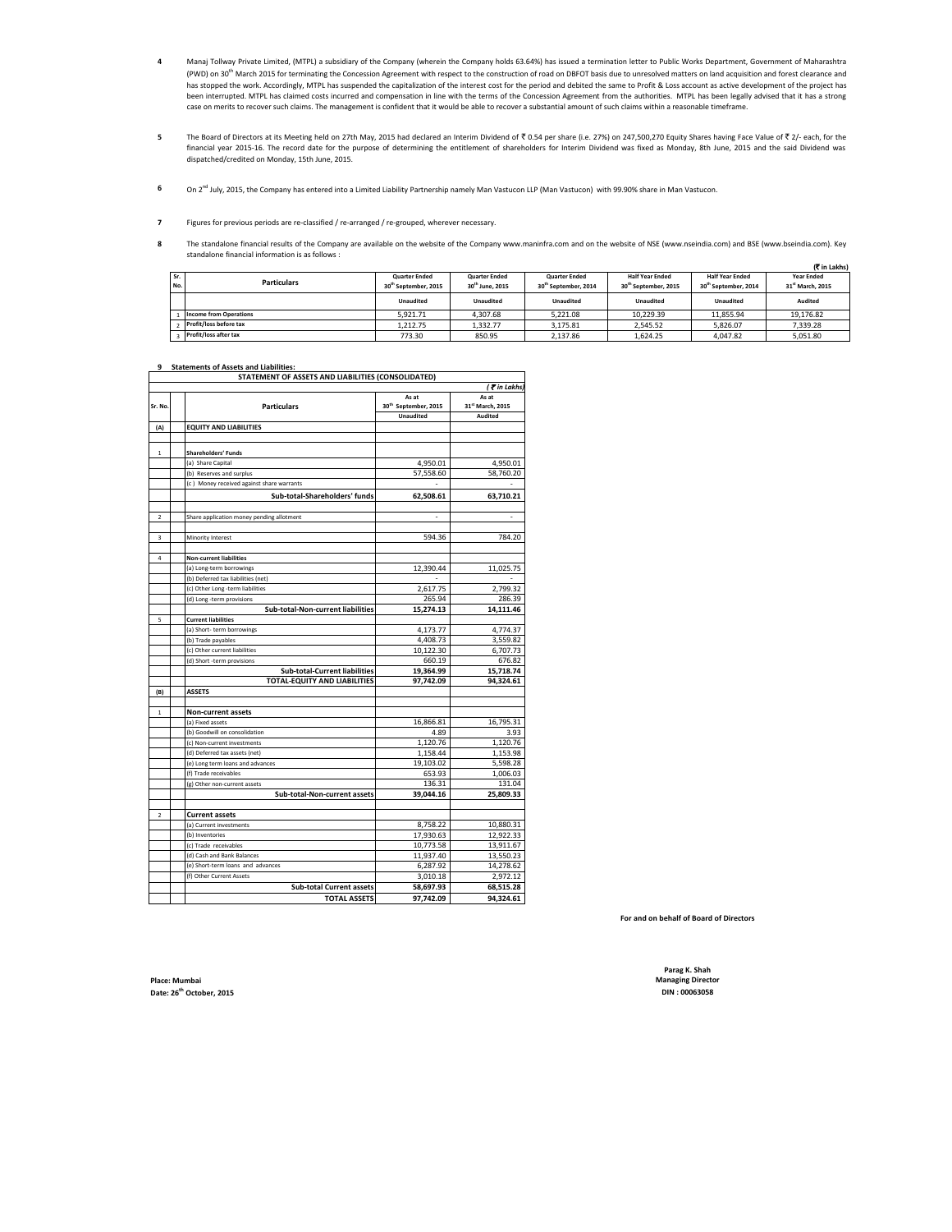4. Manaj Tollway Private Limited, (MTPL) a subsidiary of the Company (wherein the Company holds 63.64%) has issued a termination letter to Public Works Department, Government of Maharashtra (PWD) on 30th March 2015 for terminating the Concession Agreement with respect to the construction of road on DBFOT basis due to unresolved matters on land acquisition and forest clearance and has stopped the work. Accordingly, MTPL has suspended the capitalization of the interest cost for the period and debited the same to Profit & Loss account as active development of the project has been interrupted. MTPL has claimed costs incurred and compensation in line with the terms of the Concession Agreement from the authorities. MTPL has been legally advised that it has a strong case on merits to recover such claims. The management is confident that it would be able to recover a substantial amount of such claims within a reasonable timeframe.

5. The Board of Directors at its Meeting held on 27th May, 2015 had declared an Interim Dividend of ₹ 0.54 per share (i.e. 27%) on 247,500,270 Equity Shares having Face Value of ₹ 2/- each, for the financial year 2015-16. The record date for the purpose of determining the entitlement of shareholders for Interim Dividend was fixed as Monday, 8th June, 2015 and the said Dividend was dispatched/credited on Monday, 15th June, 2015.

6. On 2nd July, 2015, the Company has entered into a Limited Liability Partnership namely Man Vastucon LLP (Man Vastucon) with 99.90% share in Man Vastucon.

7. Figures for previous periods are re-classified / re-arranged / re-grouped, wherever necessary.

8. The standalone financial results of the Company are available on the website of the Company www.maninfra.com and on the website of NSE (www.nseindia.com) and BSE (www.bseindia.com). Key standalone financial information is as follows :

(₹ in Lakhs)

| Sr. No. | Particulars | Quarter Ended 30th September, 2015 | Quarter Ended 30th June, 2015 | Quarter Ended 30th September, 2014 | Half Year Ended 30th September, 2015 | Half Year Ended 30th September, 2014 | Year Ended 31st March, 2015 |
|---|---|---|---|---|---|---|---|
| | | Unaudited | Unaudited | Unaudited | Unaudited | Unaudited | Audited |
| 1 | Income from Operations | 5,921.71 | 4,307.68 | 5,221.08 | 10,229.39 | 11,855.94 | 19,176.82 |
| 2 | Profit/loss before tax | 1,212.75 | 1,332.77 | 3,175.81 | 2,545.52 | 5,826.07 | 7,339.28 |
| 3 | Profit/loss after tax | 773.30 | 850.95 | 2,137.86 | 1,624.25 | 4,047.82 | 5,051.80 |

9. Statements of Assets and Liabilities:

**STATEMENT OF ASSETS AND LIABILITIES (CONSOLIDATED)**

(₹ in Lakhs)

| Sr. No. | | Particulars | As at 30th September, 2015 | As at 31st March, 2015 |
|---|---|---|---|---|
| | | | Unaudited | Audited |
| (A) | | **EQUITY AND LIABILITIES** | | |
| 1 | | **Shareholders' Funds** | | |
| | | (a) Share Capital | 4,950.01 | 4,950.01 |
| | | (b) Reserves and surplus | 57,558.60 | 58,760.20 |
| | | (c ) Money received against share warrants | - | - |
| | | **Sub-total-Shareholders' funds** | **62,508.61** | **63,710.21** |
| 2 | | Share application money pending allotment | - | - |
| 3 | | Minority Interest | 594.36 | 784.20 |
| 4 | | **Non-current liabilities** | | |
| | | (a) Long-term borrowings | 12,390.44 | 11,025.75 |
| | | (b) Deferred tax liabilities (net) | - | - |
| | | (c) Other Long -term liabilities | 2,617.75 | 2,799.32 |
| | | (d) Long -term provisions | 265.94 | 286.39 |
| | | **Sub-total-Non-current liabilities** | **15,274.13** | **14,111.46** |
| 5 | | **Current liabilities** | | |
| | | (a) Short- term borrowings | 4,173.77 | 4,774.37 |
| | | (b) Trade payables | 4,408.73 | 3,559.82 |
| | | (c) Other current liabilities | 10,122.30 | 6,707.73 |
| | | (d) Short -term provisions | 660.19 | 676.82 |
| | | **Sub-total-Current liabilities** | **19,364.99** | **15,718.74** |
| | | **TOTAL-EQUITY AND LIABILITIES** | **97,742.09** | **94,324.61** |
| (B) | | **ASSETS** | | |
| 1 | | **Non-current assets** | | |
| | | (a) Fixed assets | 16,866.81 | 16,795.31 |
| | | (b) Goodwill on consolidation | 4.89 | 3.93 |
| | | (c) Non-current investments | 1,120.76 | 1,120.76 |
| | | (d) Deferred tax assets (net) | 1,158.44 | 1,153.98 |
| | | (e) Long term loans and advances | 19,103.02 | 5,598.28 |
| | | (f) Trade receivables | 653.93 | 1,006.03 |
| | | (g) Other non-current assets | 136.31 | 131.04 |
| | | **Sub-total-Non-current assets** | **39,044.16** | **25,809.33** |
| 2 | | **Current assets** | | |
| | | (a) Current investments | 8,758.22 | 10,880.31 |
| | | (b) Inventories | 17,930.63 | 12,922.33 |
| | | (c) Trade receivables | 10,773.58 | 13,911.67 |
| | | (d) Cash and Bank Balances | 11,937.40 | 13,550.23 |
| | | (e) Short-term loans and advances | 6,287.92 | 14,278.62 |
| | | (f) Other Current Assets | 3,010.18 | 2,972.12 |
| | | **Sub-total Current assets** | **58,697.93** | **68,515.28** |
| | | **TOTAL ASSETS** | **97,742.09** | **94,324.61** |

**For and on behalf of Board of Directors**

**Parag K. Shah**
**Managing Director**
**DIN : 00063058**

**Place: Mumbai**
**Date: 26th October, 2015**